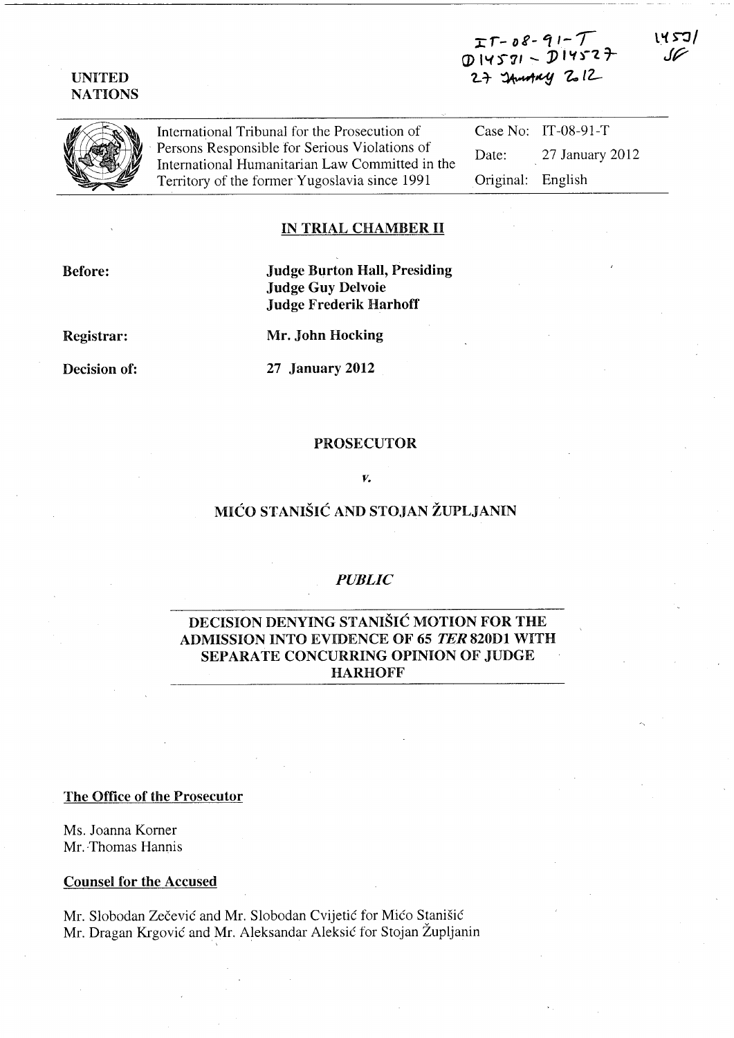IT-08-91-T
D14531 - D14527
27 January 2012

14531
JF

UNITED NATIONS

International Tribunal for the Prosecution of Persons Responsible for Serious Violations of International Humanitarian Law Committed in the Territory of the former Yugoslavia since 1991

| | |
|---|---|
| Case No: | IT-08-91-T |
| Date: | 27 January 2012 |
| Original: | English |

## IN TRIAL CHAMBER II

**Before:** **Judge Burton Hall, Presiding**
**Judge Guy Delvoie**
**Judge Frederik Harhoff**

**Registrar:** **Mr. John Hocking**

**Decision of:** **27 January 2012**

**PROSECUTOR**

***v.***

**MIĆO STANIŠIĆ AND STOJAN ŽUPLJANIN**

***PUBLIC***

**DECISION DENYING STANIŠIĆ MOTION FOR THE ADMISSION INTO EVIDENCE OF 65 *TER* 820D1 WITH SEPARATE CONCURRING OPINION OF JUDGE HARHOFF**

**The Office of the Prosecutor**

Ms. Joanna Korner
Mr. Thomas Hannis

**Counsel for the Accused**

Mr. Slobodan Zečević and Mr. Slobodan Cvijetić for Mićo Stanišić
Mr. Dragan Krgović and Mr. Aleksandar Aleksić for Stojan Župljanin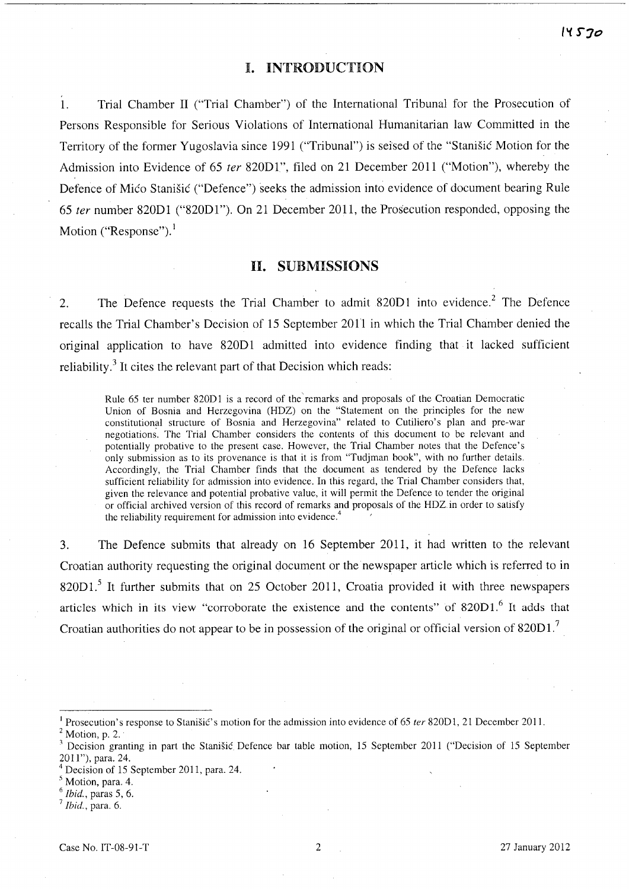## I. INTRODUCTION

1. Trial Chamber II ("Trial Chamber") of the International Tribunal for the Prosecution of Persons Responsible for Serious Violations of International Humanitarian law Committed in the Territory of the former Yugoslavia since 1991 ("Tribunal") is seised of the "Stanišić Motion for the Admission into Evidence of 65 *ter* 820D1", filed on 21 December 2011 ("Motion"), whereby the Defence of Mićo Stanišić ("Defence") seeks the admission into evidence of document bearing Rule 65 *ter* number 820D1 ("820D1"). On 21 December 2011, the Prosecution responded, opposing the Motion ("Response").[1]

## II. SUBMISSIONS

2. The Defence requests the Trial Chamber to admit 820D1 into evidence.[2] The Defence recalls the Trial Chamber's Decision of 15 September 2011 in which the Trial Chamber denied the original application to have 820D1 admitted into evidence finding that it lacked sufficient reliability.[3] It cites the relevant part of that Decision which reads:

> Rule 65 ter number 820D1 is a record of the remarks and proposals of the Croatian Democratic Union of Bosnia and Herzegovina (HDZ) on the "Statement on the principles for the new constitutional structure of Bosnia and Herzegovina" related to Cutiliero's plan and pre-war negotiations. The Trial Chamber considers the contents of this document to be relevant and potentially probative to the present case. However, the Trial Chamber notes that the Defence's only submission as to its provenance is that it is from "Tudjman book", with no further details. Accordingly, the Trial Chamber finds that the document as tendered by the Defence lacks sufficient reliability for admission into evidence. In this regard, the Trial Chamber considers that, given the relevance and potential probative value, it will permit the Defence to tender the original or official archived version of this record of remarks and proposals of the HDZ in order to satisfy the reliability requirement for admission into evidence.[4]

3. The Defence submits that already on 16 September 2011, it had written to the relevant Croatian authority requesting the original document or the newspaper article which is referred to in 820D1.[5] It further submits that on 25 October 2011, Croatia provided it with three newspapers articles which in its view "corroborate the existence and the contents" of 820D1.[6] It adds that Croatian authorities do not appear to be in possession of the original or official version of 820D1.[7]

---

[1] Prosecution's response to Stanišić's motion for the admission into evidence of 65 *ter* 820D1, 21 December 2011.

[2] Motion, p. 2.

[3] Decision granting in part the Stanišić Defence bar table motion, 15 September 2011 ("Decision of 15 September 2011"), para. 24.

[4] Decision of 15 September 2011, para. 24.

[5] Motion, para. 4.

[6] *Ibid.*, paras 5, 6.

[7] *Ibid.*, para. 6.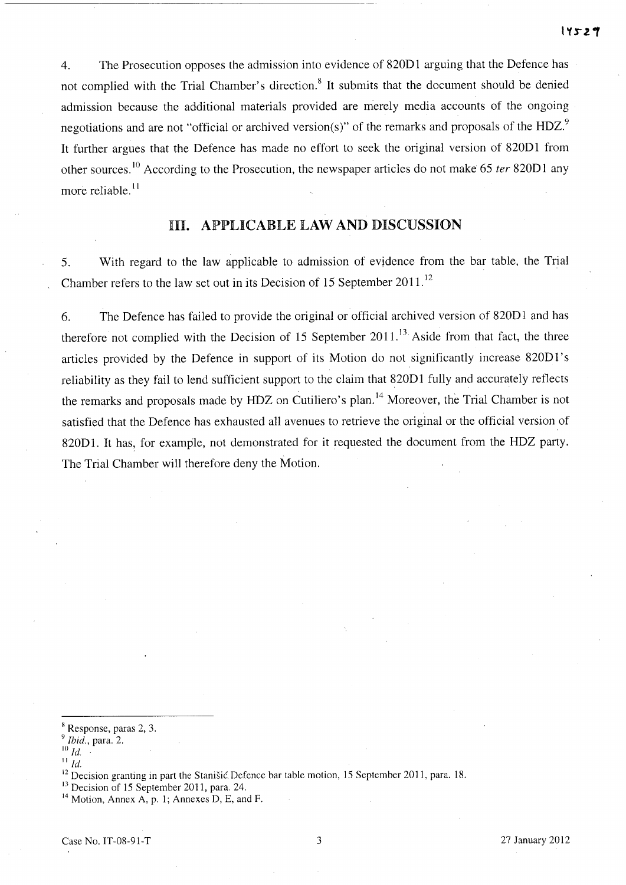4. The Prosecution opposes the admission into evidence of 820D1 arguing that the Defence has not complied with the Trial Chamber's direction.[8] It submits that the document should be denied admission because the additional materials provided are merely media accounts of the ongoing negotiations and are not "official or archived version(s)" of the remarks and proposals of the HDZ.[9] It further argues that the Defence has made no effort to seek the original version of 820D1 from other sources.[10] According to the Prosecution, the newspaper articles do not make 65 *ter* 820D1 any more reliable.[11]

## III. APPLICABLE LAW AND DISCUSSION

5. With regard to the law applicable to admission of evidence from the bar table, the Trial Chamber refers to the law set out in its Decision of 15 September 2011.[12]

6. The Defence has failed to provide the original or official archived version of 820D1 and has therefore not complied with the Decision of 15 September 2011.[13] Aside from that fact, the three articles provided by the Defence in support of its Motion do not significantly increase 820D1's reliability as they fail to lend sufficient support to the claim that 820D1 fully and accurately reflects the remarks and proposals made by HDZ on Cutiliero's plan.[14] Moreover, the Trial Chamber is not satisfied that the Defence has exhausted all avenues to retrieve the original or the official version of 820D1. It has, for example, not demonstrated for it requested the document from the HDZ party. The Trial Chamber will therefore deny the Motion.

---

[8] Response, paras 2, 3.

[9] *Ibid.*, para. 2.

[10] *Id.*

[11] *Id.*

[12] Decision granting in part the Stanišić Defence bar table motion, 15 September 2011, para. 18.

[13] Decision of 15 September 2011, para. 24.

[14] Motion, Annex A, p. 1; Annexes D, E, and F.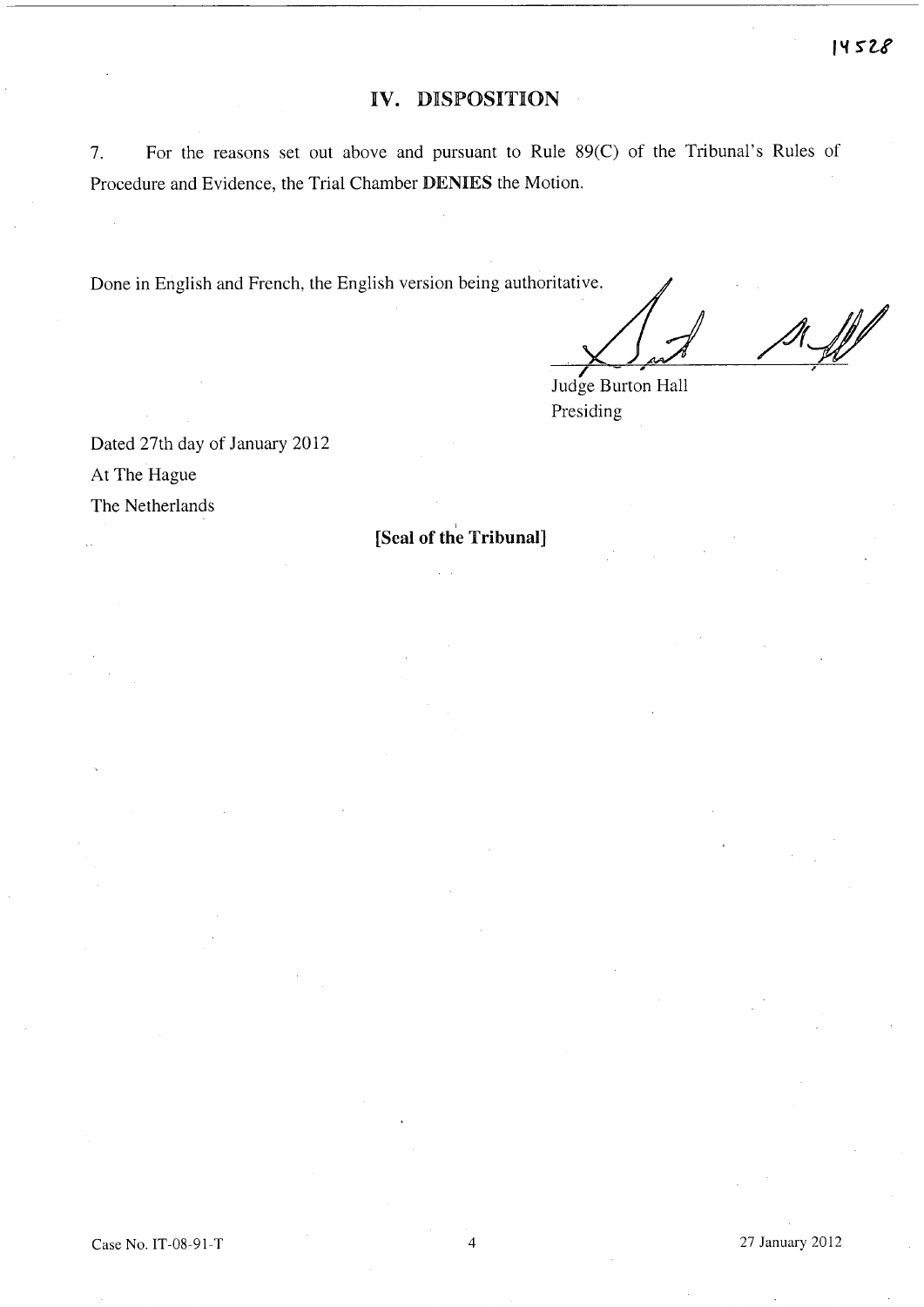## IV. DISPOSITION

7. For the reasons set out above and pursuant to Rule 89(C) of the Tribunal's Rules of Procedure and Evidence, the Trial Chamber **DENIES** the Motion.

Done in English and French, the English version being authoritative.

Judge Burton Hall
Presiding

Dated 27th day of January 2012
At The Hague
The Netherlands

**[Seal of the Tribunal]**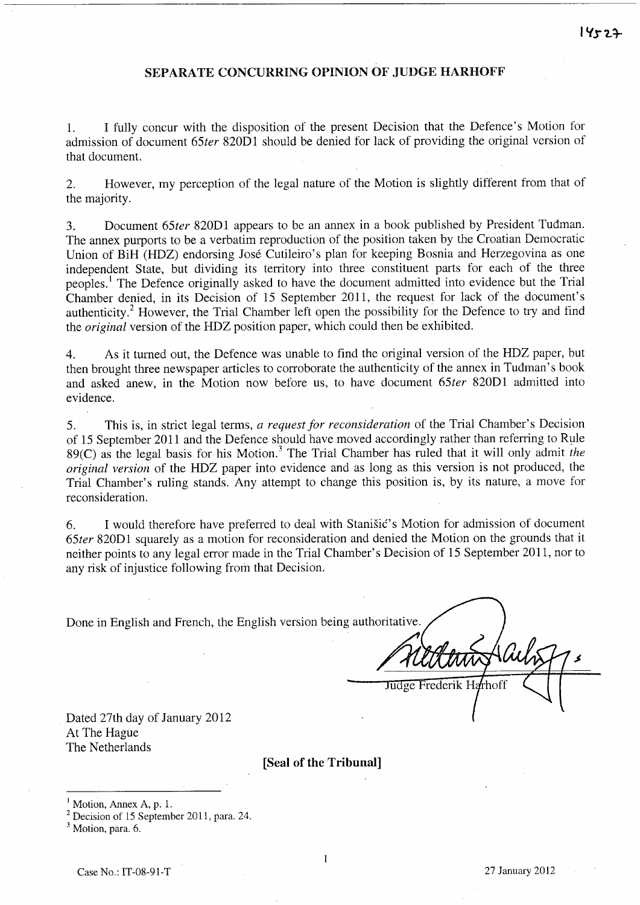## SEPARATE CONCURRING OPINION OF JUDGE HARHOFF

1. I fully concur with the disposition of the present Decision that the Defence's Motion for admission of document *65ter* 820D1 should be denied for lack of providing the original version of that document.

2. However, my perception of the legal nature of the Motion is slightly different from that of the majority.

3. Document *65ter* 820D1 appears to be an annex in a book published by President Tuđman. The annex purports to be a verbatim reproduction of the position taken by the Croatian Democratic Union of BiH (HDZ) endorsing José Cutileiro's plan for keeping Bosnia and Herzegovina as one independent State, but dividing its territory into three constituent parts for each of the three peoples.[1] The Defence originally asked to have the document admitted into evidence but the Trial Chamber denied, in its Decision of 15 September 2011, the request for lack of the document's authenticity.[2] However, the Trial Chamber left open the possibility for the Defence to try and find the *original* version of the HDZ position paper, which could then be exhibited.

4. As it turned out, the Defence was unable to find the original version of the HDZ paper, but then brought three newspaper articles to corroborate the authenticity of the annex in Tuđman's book and asked anew, in the Motion now before us, to have document *65ter* 820D1 admitted into evidence.

5. This is, in strict legal terms, *a request for reconsideration* of the Trial Chamber's Decision of 15 September 2011 and the Defence should have moved accordingly rather than referring to Rule 89(C) as the legal basis for his Motion.[3] The Trial Chamber has ruled that it will only admit *the original version* of the HDZ paper into evidence and as long as this version is not produced, the Trial Chamber's ruling stands. Any attempt to change this position is, by its nature, a move for reconsideration.

6. I would therefore have preferred to deal with Stanišić's Motion for admission of document *65ter* 820D1 squarely as a motion for reconsideration and denied the Motion on the grounds that it neither points to any legal error made in the Trial Chamber's Decision of 15 September 2011, nor to any risk of injustice following from that Decision.

Done in English and French, the English version being authoritative.

Judge Frederik Harhoff

Dated 27th day of January 2012
At The Hague
The Netherlands

**[Seal of the Tribunal]**

---

[1] Motion, Annex A, p. 1.
[2] Decision of 15 September 2011, para. 24.
[3] Motion, para. 6.